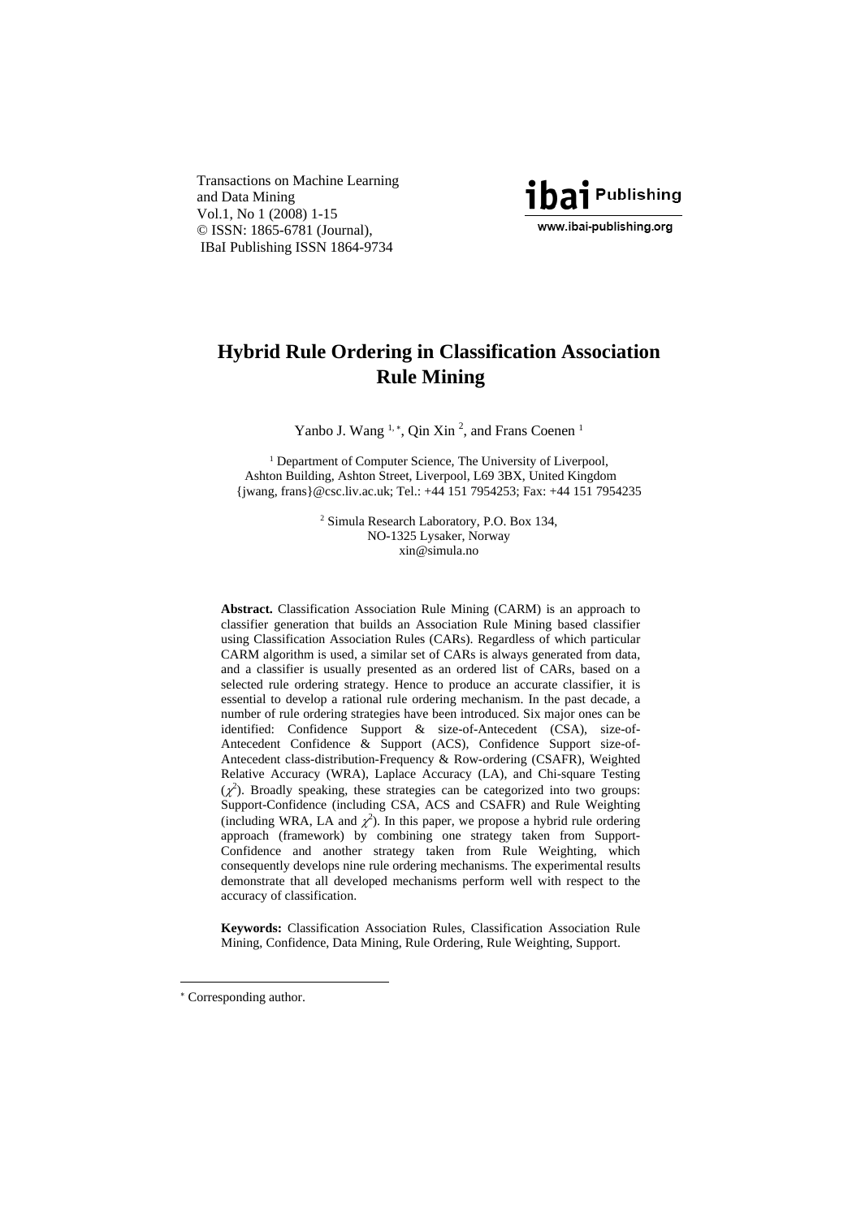Transactions on Machine Learning and Data Mining
Vol.1, No 1 (2008) 1-15
© ISSN: 1865-6781 (Journal),
IBaI Publishing ISSN 1864-9734

ibai Publishing
www.ibai-publishing.org

# Hybrid Rule Ordering in Classification Association Rule Mining

Yanbo J. Wang [1,*], Qin Xin [2], and Frans Coenen [1]

[1] Department of Computer Science, The University of Liverpool, Ashton Building, Ashton Street, Liverpool, L69 3BX, United Kingdom
{jwang, frans}@csc.liv.ac.uk; Tel.: +44 151 7954253; Fax: +44 151 7954235

[2] Simula Research Laboratory, P.O. Box 134, NO-1325 Lysaker, Norway
xin@simula.no

**Abstract.** Classification Association Rule Mining (CARM) is an approach to classifier generation that builds an Association Rule Mining based classifier using Classification Association Rules (CARs). Regardless of which particular CARM algorithm is used, a similar set of CARs is always generated from data, and a classifier is usually presented as an ordered list of CARs, based on a selected rule ordering strategy. Hence to produce an accurate classifier, it is essential to develop a rational rule ordering mechanism. In the past decade, a number of rule ordering strategies have been introduced. Six major ones can be identified: Confidence Support & size-of-Antecedent (CSA), size-of-Antecedent Confidence & Support (ACS), Confidence Support size-of-Antecedent class-distribution-Frequency & Row-ordering (CSAFR), Weighted Relative Accuracy (WRA), Laplace Accuracy (LA), and Chi-square Testing ($\chi^2$). Broadly speaking, these strategies can be categorized into two groups: Support-Confidence (including CSA, ACS and CSAFR) and Rule Weighting (including WRA, LA and $\chi^2$). In this paper, we propose a hybrid rule ordering approach (framework) by combining one strategy taken from Support-Confidence and another strategy taken from Rule Weighting, which consequently develops nine rule ordering mechanisms. The experimental results demonstrate that all developed mechanisms perform well with respect to the accuracy of classification.

**Keywords:** Classification Association Rules, Classification Association Rule Mining, Confidence, Data Mining, Rule Ordering, Rule Weighting, Support.

* Corresponding author.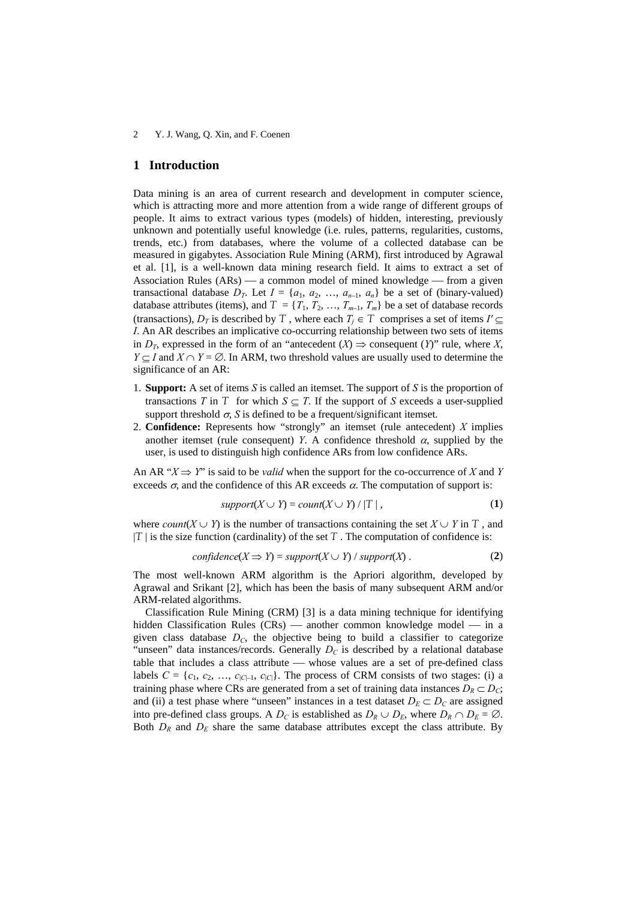## 1 Introduction

Data mining is an area of current research and development in computer science, which is attracting more and more attention from a wide range of different groups of people. It aims to extract various types (models) of hidden, interesting, previously unknown and potentially useful knowledge (i.e. rules, patterns, regularities, customs, trends, etc.) from databases, where the volume of a collected database can be measured in gigabytes. Association Rule Mining (ARM), first introduced by Agrawal et al. [1], is a well-known data mining research field. It aims to extract a set of Association Rules (ARs) — a common model of mined knowledge — from a given transactional database $D_T$. Let $I = \{a_1, a_2, \ldots, a_{n-1}, a_n\}$ be a set of (binary-valued) database attributes (items), and $\mathcal{T} = \{T_1, T_2, \ldots, T_{m-1}, T_m\}$ be a set of database records (transactions), $D_T$ is described by $\mathcal{T}$, where each $T_j \in \mathcal{T}$ comprises a set of items $I' \subseteq I$. An AR describes an implicative co-occurring relationship between two sets of items in $D_T$, expressed in the form of an "antecedent ($X$) $\Rightarrow$ consequent ($Y$)" rule, where $X$, $Y \subseteq I$ and $X \cap Y = \emptyset$. In ARM, two threshold values are usually used to determine the significance of an AR:

1. **Support:** A set of items $S$ is called an itemset. The support of $S$ is the proportion of transactions $T$ in $\mathcal{T}$ for which $S \subseteq T$. If the support of $S$ exceeds a user-supplied support threshold $\sigma$, $S$ is defined to be a frequent/significant itemset.
2. **Confidence:** Represents how "strongly" an itemset (rule antecedent) $X$ implies another itemset (rule consequent) $Y$. A confidence threshold $\alpha$, supplied by the user, is used to distinguish high confidence ARs from low confidence ARs.

An AR "$X \Rightarrow Y$" is said to be *valid* when the support for the co-occurrence of $X$ and $Y$ exceeds $\sigma$, and the confidence of this AR exceeds $\alpha$. The computation of support is:

$$support(X \cup Y) = count(X \cup Y) \,/\, |\mathcal{T}| \,, \tag{1}$$

where $count(X \cup Y)$ is the number of transactions containing the set $X \cup Y$ in $\mathcal{T}$, and $|\mathcal{T}|$ is the size function (cardinality) of the set $\mathcal{T}$. The computation of confidence is:

$$confidence(X \Rightarrow Y) = support(X \cup Y) \,/\, support(X) \,. \tag{2}$$

The most well-known ARM algorithm is the Apriori algorithm, developed by Agrawal and Srikant [2], which has been the basis of many subsequent ARM and/or ARM-related algorithms.

Classification Rule Mining (CRM) [3] is a data mining technique for identifying hidden Classification Rules (CRs) — another common knowledge model — in a given class database $D_C$, the objective being to build a classifier to categorize "unseen" data instances/records. Generally $D_C$ is described by a relational database table that includes a class attribute — whose values are a set of pre-defined class labels $C = \{c_1, c_2, \ldots, c_{|C|-1}, c_{|C|}\}$. The process of CRM consists of two stages: (i) a training phase where CRs are generated from a set of training data instances $D_R \subset D_C$; and (ii) a test phase where "unseen" instances in a test dataset $D_E \subset D_C$ are assigned into pre-defined class groups. A $D_C$ is established as $D_R \cup D_E$, where $D_R \cap D_E = \emptyset$. Both $D_R$ and $D_E$ share the same database attributes except the class attribute. By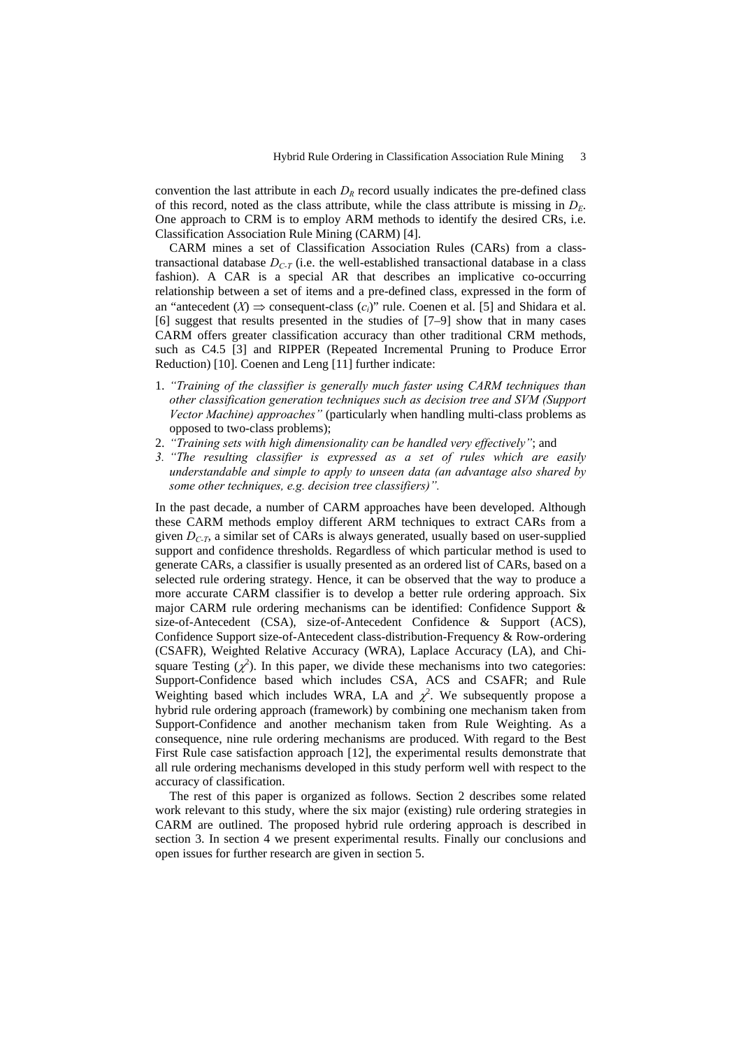convention the last attribute in each $D_R$ record usually indicates the pre-defined class of this record, noted as the class attribute, while the class attribute is missing in $D_E$. One approach to CRM is to employ ARM methods to identify the desired CRs, i.e. Classification Association Rule Mining (CARM) [4].

CARM mines a set of Classification Association Rules (CARs) from a class-transactional database $D_{C\text{-}T}$ (i.e. the well-established transactional database in a class fashion). A CAR is a special AR that describes an implicative co-occurring relationship between a set of items and a pre-defined class, expressed in the form of an "antecedent ($X$) $\Rightarrow$ consequent-class ($c_i$)" rule. Coenen et al. [5] and Shidara et al. [6] suggest that results presented in the studies of [7–9] show that in many cases CARM offers greater classification accuracy than other traditional CRM methods, such as C4.5 [3] and RIPPER (Repeated Incremental Pruning to Produce Error Reduction) [10]. Coenen and Leng [11] further indicate:

1. *"Training of the classifier is generally much faster using CARM techniques than other classification generation techniques such as decision tree and SVM (Support Vector Machine) approaches"* (particularly when handling multi-class problems as opposed to two-class problems);
2. *"Training sets with high dimensionality can be handled very effectively"*; and
3. *"The resulting classifier is expressed as a set of rules which are easily understandable and simple to apply to unseen data (an advantage also shared by some other techniques, e.g. decision tree classifiers)".*

In the past decade, a number of CARM approaches have been developed. Although these CARM methods employ different ARM techniques to extract CARs from a given $D_{C\text{-}T}$, a similar set of CARs is always generated, usually based on user-supplied support and confidence thresholds. Regardless of which particular method is used to generate CARs, a classifier is usually presented as an ordered list of CARs, based on a selected rule ordering strategy. Hence, it can be observed that the way to produce a more accurate CARM classifier is to develop a better rule ordering approach. Six major CARM rule ordering mechanisms can be identified: Confidence Support & size-of-Antecedent (CSA), size-of-Antecedent Confidence & Support (ACS), Confidence Support size-of-Antecedent class-distribution-Frequency & Row-ordering (CSAFR), Weighted Relative Accuracy (WRA), Laplace Accuracy (LA), and Chi-square Testing ($\chi^2$). In this paper, we divide these mechanisms into two categories: Support-Confidence based which includes CSA, ACS and CSAFR; and Rule Weighting based which includes WRA, LA and $\chi^2$. We subsequently propose a hybrid rule ordering approach (framework) by combining one mechanism taken from Support-Confidence and another mechanism taken from Rule Weighting. As a consequence, nine rule ordering mechanisms are produced. With regard to the Best First Rule case satisfaction approach [12], the experimental results demonstrate that all rule ordering mechanisms developed in this study perform well with respect to the accuracy of classification.

The rest of this paper is organized as follows. Section 2 describes some related work relevant to this study, where the six major (existing) rule ordering strategies in CARM are outlined. The proposed hybrid rule ordering approach is described in section 3. In section 4 we present experimental results. Finally our conclusions and open issues for further research are given in section 5.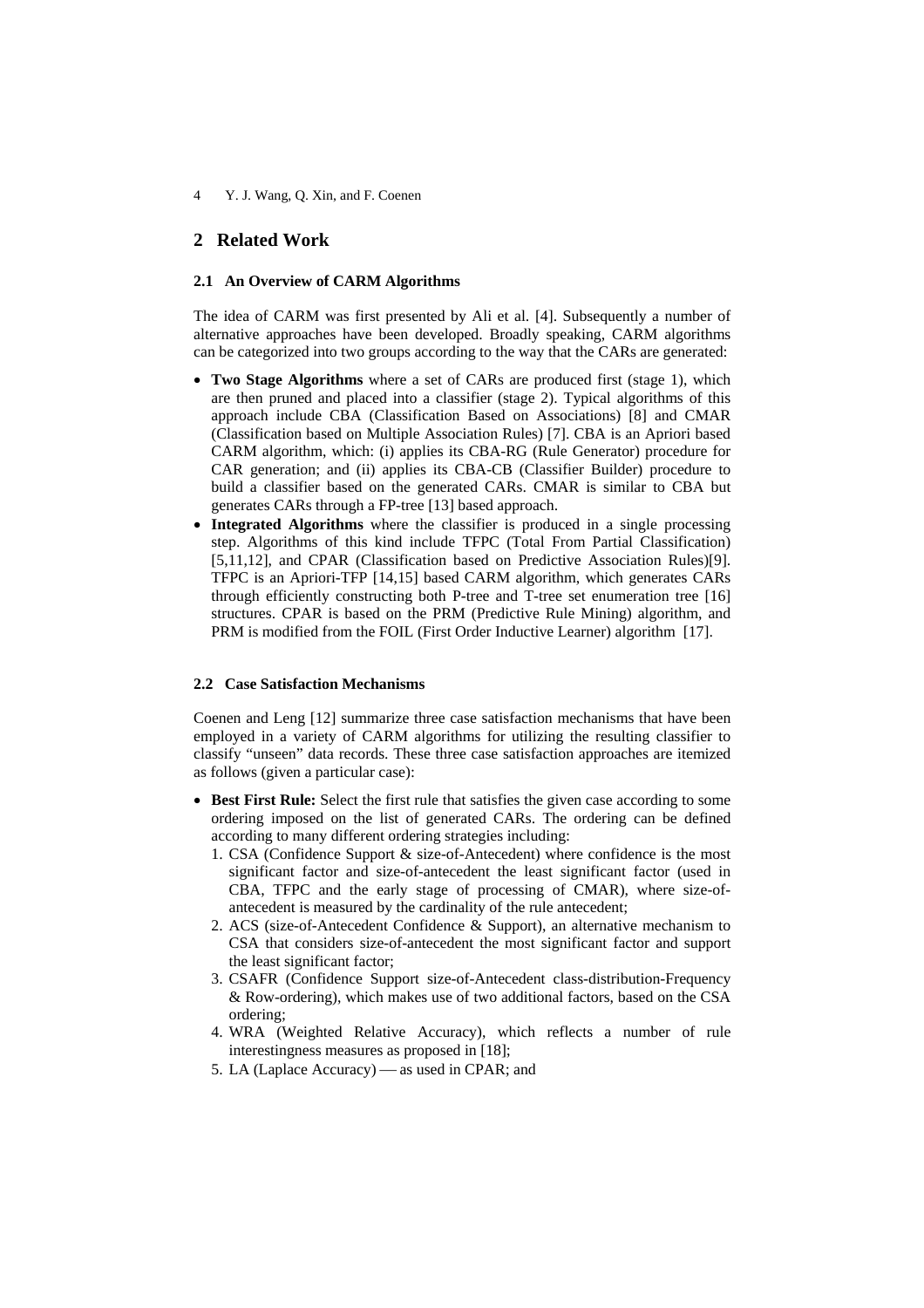## 2 Related Work

### 2.1 An Overview of CARM Algorithms

The idea of CARM was first presented by Ali et al. [4]. Subsequently a number of alternative approaches have been developed. Broadly speaking, CARM algorithms can be categorized into two groups according to the way that the CARs are generated:

- **Two Stage Algorithms** where a set of CARs are produced first (stage 1), which are then pruned and placed into a classifier (stage 2). Typical algorithms of this approach include CBA (Classification Based on Associations) [8] and CMAR (Classification based on Multiple Association Rules) [7]. CBA is an Apriori based CARM algorithm, which: (i) applies its CBA-RG (Rule Generator) procedure for CAR generation; and (ii) applies its CBA-CB (Classifier Builder) procedure to build a classifier based on the generated CARs. CMAR is similar to CBA but generates CARs through a FP-tree [13] based approach.
- **Integrated Algorithms** where the classifier is produced in a single processing step. Algorithms of this kind include TFPC (Total From Partial Classification) [5,11,12], and CPAR (Classification based on Predictive Association Rules)[9]. TFPC is an Apriori-TFP [14,15] based CARM algorithm, which generates CARs through efficiently constructing both P-tree and T-tree set enumeration tree [16] structures. CPAR is based on the PRM (Predictive Rule Mining) algorithm, and PRM is modified from the FOIL (First Order Inductive Learner) algorithm [17].

### 2.2 Case Satisfaction Mechanisms

Coenen and Leng [12] summarize three case satisfaction mechanisms that have been employed in a variety of CARM algorithms for utilizing the resulting classifier to classify "unseen" data records. These three case satisfaction approaches are itemized as follows (given a particular case):

- **Best First Rule:** Select the first rule that satisfies the given case according to some ordering imposed on the list of generated CARs. The ordering can be defined according to many different ordering strategies including:
  1. CSA (Confidence Support & size-of-Antecedent) where confidence is the most significant factor and size-of-antecedent the least significant factor (used in CBA, TFPC and the early stage of processing of CMAR), where size-of-antecedent is measured by the cardinality of the rule antecedent;
  2. ACS (size-of-Antecedent Confidence & Support), an alternative mechanism to CSA that considers size-of-antecedent the most significant factor and support the least significant factor;
  3. CSAFR (Confidence Support size-of-Antecedent class-distribution-Frequency & Row-ordering), which makes use of two additional factors, based on the CSA ordering;
  4. WRA (Weighted Relative Accuracy), which reflects a number of rule interestingness measures as proposed in [18];
  5. LA (Laplace Accuracy) — as used in CPAR; and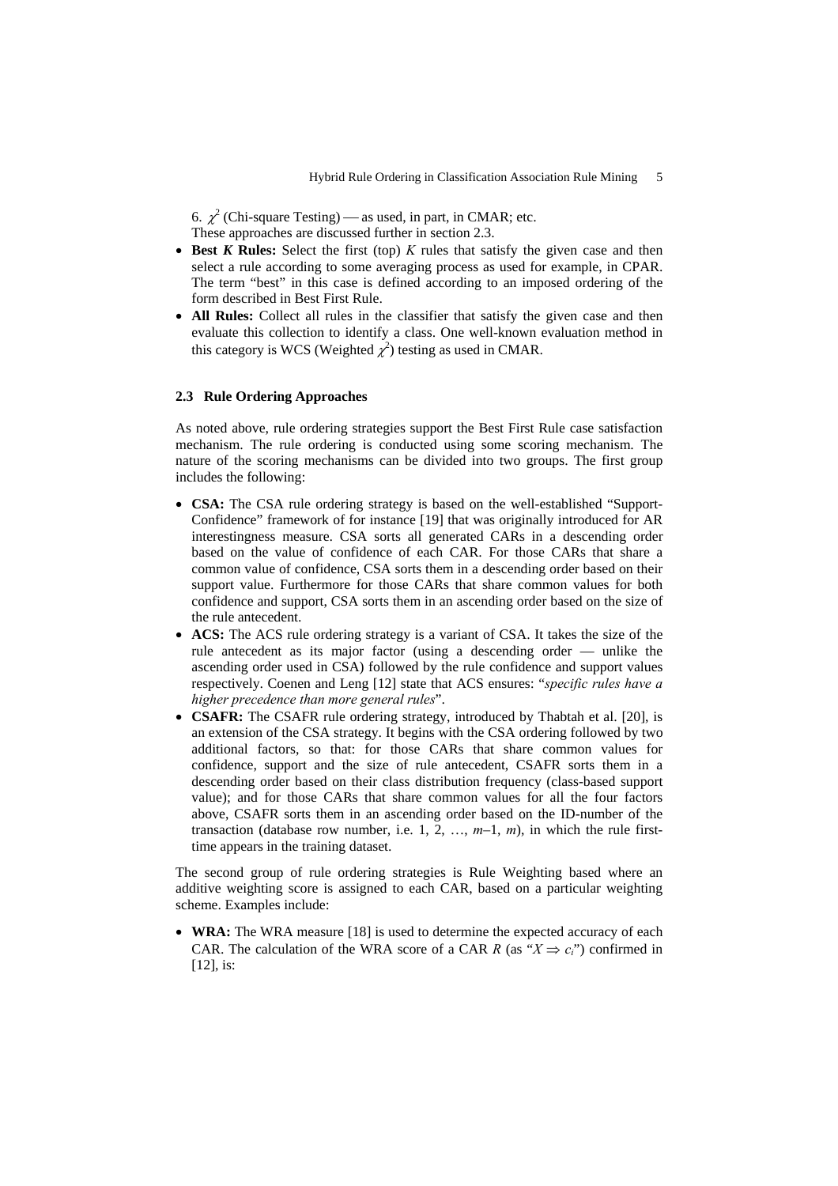6. $\chi^2$ (Chi-square Testing) — as used, in part, in CMAR; etc.

These approaches are discussed further in section 2.3.

- **Best *K* Rules:** Select the first (top) $K$ rules that satisfy the given case and then select a rule according to some averaging process as used for example, in CPAR. The term "best" in this case is defined according to an imposed ordering of the form described in Best First Rule.
- **All Rules:** Collect all rules in the classifier that satisfy the given case and then evaluate this collection to identify a class. One well-known evaluation method in this category is WCS (Weighted $\chi^2$) testing as used in CMAR.

### 2.3 Rule Ordering Approaches

As noted above, rule ordering strategies support the Best First Rule case satisfaction mechanism. The rule ordering is conducted using some scoring mechanism. The nature of the scoring mechanisms can be divided into two groups. The first group includes the following:

- **CSA:** The CSA rule ordering strategy is based on the well-established "Support-Confidence" framework of for instance [19] that was originally introduced for AR interestingness measure. CSA sorts all generated CARs in a descending order based on the value of confidence of each CAR. For those CARs that share a common value of confidence, CSA sorts them in a descending order based on their support value. Furthermore for those CARs that share common values for both confidence and support, CSA sorts them in an ascending order based on the size of the rule antecedent.
- **ACS:** The ACS rule ordering strategy is a variant of CSA. It takes the size of the rule antecedent as its major factor (using a descending order — unlike the ascending order used in CSA) followed by the rule confidence and support values respectively. Coenen and Leng [12] state that ACS ensures: "*specific rules have a higher precedence than more general rules*".
- **CSAFR:** The CSAFR rule ordering strategy, introduced by Thabtah et al. [20], is an extension of the CSA strategy. It begins with the CSA ordering followed by two additional factors, so that: for those CARs that share common values for confidence, support and the size of rule antecedent, CSAFR sorts them in a descending order based on their class distribution frequency (class-based support value); and for those CARs that share common values for all the four factors above, CSAFR sorts them in an ascending order based on the ID-number of the transaction (database row number, i.e. 1, 2, …, $m$–1, $m$), in which the rule first-time appears in the training dataset.

The second group of rule ordering strategies is Rule Weighting based where an additive weighting score is assigned to each CAR, based on a particular weighting scheme. Examples include:

- **WRA:** The WRA measure [18] is used to determine the expected accuracy of each CAR. The calculation of the WRA score of a CAR $R$ (as "$X \Rightarrow c_i$") confirmed in [12], is: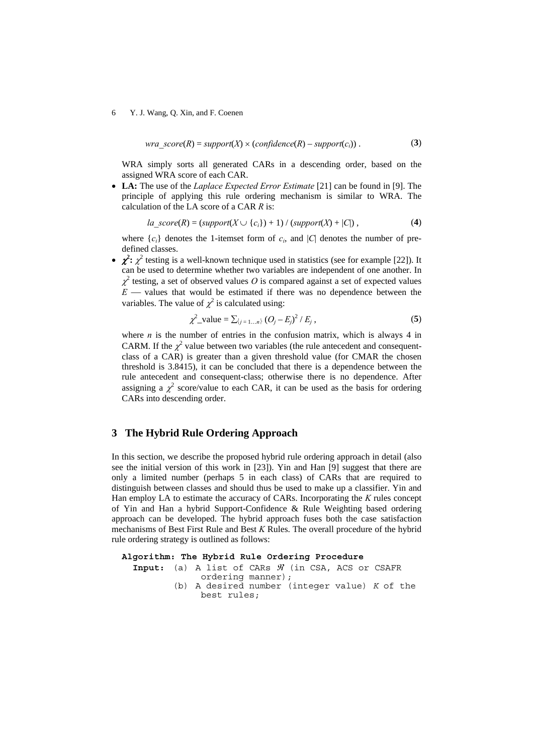$$wra\_score(R) = support(X) \times (confidence(R) - support(c_i)) \; . \tag{3}$$

WRA simply sorts all generated CARs in a descending order, based on the assigned WRA score of each CAR.

- **LA:** The use of the *Laplace Expected Error Estimate* [21] can be found in [9]. The principle of applying this rule ordering mechanism is similar to WRA. The calculation of the LA score of a CAR $R$ is:

$$la\_score(R) = (support(X \cup \{c_i\}) + 1) \,/\, (support(X) + |C|) \; , \tag{4}$$

where $\{c_i\}$ denotes the 1-itemset form of $c_i$, and $|C|$ denotes the number of pre-defined classes.

- $\boldsymbol{\chi^2}$**:** $\chi^2$ testing is a well-known technique used in statistics (see for example [22]). It can be used to determine whether two variables are independent of one another. In $\chi^2$ testing, a set of observed values $O$ is compared against a set of expected values $E$ — values that would be estimated if there was no dependence between the variables. The value of $\chi^2$ is calculated using:

$$\chi^2\_\text{value} = \sum_{\langle j = 1 \ldots n \rangle} (O_j - E_j)^2 \,/\, E_j \; , \tag{5}$$

where $n$ is the number of entries in the confusion matrix, which is always 4 in CARM. If the $\chi^2$ value between two variables (the rule antecedent and consequent-class of a CAR) is greater than a given threshold value (for CMAR the chosen threshold is 3.8415), it can be concluded that there is a dependence between the rule antecedent and consequent-class; otherwise there is no dependence. After assigning a $\chi^2$ score/value to each CAR, it can be used as the basis for ordering CARs into descending order.

## 3 The Hybrid Rule Ordering Approach

In this section, we describe the proposed hybrid rule ordering approach in detail (also see the initial version of this work in [23]). Yin and Han [9] suggest that there are only a limited number (perhaps 5 in each class) of CARs that are required to distinguish between classes and should thus be used to make up a classifier. Yin and Han employ LA to estimate the accuracy of CARs. Incorporating the $K$ rules concept of Yin and Han a hybrid Support-Confidence & Rule Weighting based ordering approach can be developed. The hybrid approach fuses both the case satisfaction mechanisms of Best First Rule and Best $K$ Rules. The overall procedure of the hybrid rule ordering strategy is outlined as follows:

```
Algorithm: The Hybrid Rule Ordering Procedure
  Input:  (a) A list of CARs ℜ (in CSA, ACS or CSAFR
              ordering manner);
          (b) A desired number (integer value) K of the
              best rules;
```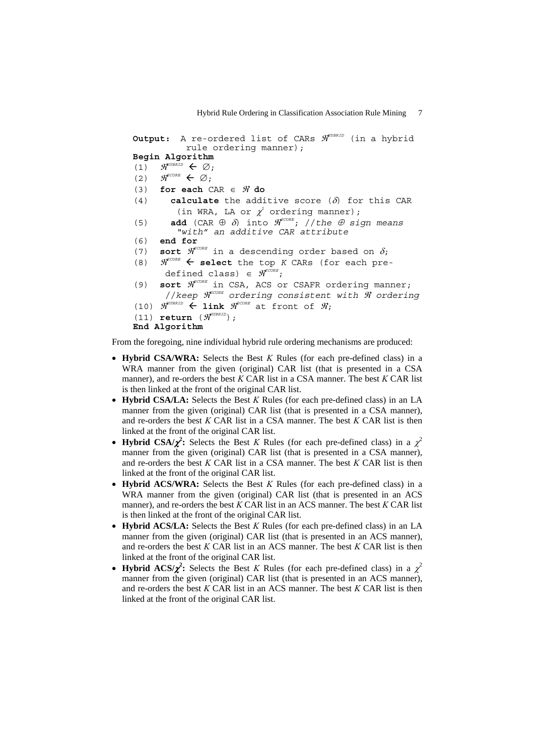```
Output:  A re-ordered list of CARs ℜ^HYBRID (in a hybrid
           rule ordering manner);
Begin Algorithm
(1)   ℜ^HYBRID ← ∅;
(2)   ℜ^SCORE ← ∅;
(3)   for each CAR ∈ ℜ do
(4)     calculate the additive score (δ) for this CAR
          (in WRA, LA or χ² ordering manner);
(5)     add (CAR ⊕ δ) into ℜ^SCORE; //the ⊕ sign means
          "with" an additive CAR attribute
(6)   end for
(7)   sort ℜ^SCORE in a descending order based on δ;
(8)   ℜ^SCORE ← select the top K CARs (for each pre-
        defined class) ∈ ℜ^SCORE;
(9)   sort ℜ^SCORE in CSA, ACS or CSAFR ordering manner;
        //keep ℜ^SCORE ordering consistent with ℜ ordering
(10)  ℜ^HYBRID ← link ℜ^SCORE at front of ℜ;
(11)  return (ℜ^HYBRID);
End Algorithm
```

From the foregoing, nine individual hybrid rule ordering mechanisms are produced:

- **Hybrid CSA/WRA:** Selects the Best *K* Rules (for each pre-defined class) in a WRA manner from the given (original) CAR list (that is presented in a CSA manner), and re-orders the best *K* CAR list in a CSA manner. The best *K* CAR list is then linked at the front of the original CAR list.
- **Hybrid CSA/LA:** Selects the Best *K* Rules (for each pre-defined class) in an LA manner from the given (original) CAR list (that is presented in a CSA manner), and re-orders the best *K* CAR list in a CSA manner. The best *K* CAR list is then linked at the front of the original CAR list.
- **Hybrid CSA/$\chi^2$:** Selects the Best *K* Rules (for each pre-defined class) in a $\chi^2$ manner from the given (original) CAR list (that is presented in a CSA manner), and re-orders the best *K* CAR list in a CSA manner. The best *K* CAR list is then linked at the front of the original CAR list.
- **Hybrid ACS/WRA:** Selects the Best *K* Rules (for each pre-defined class) in a WRA manner from the given (original) CAR list (that is presented in an ACS manner), and re-orders the best *K* CAR list in an ACS manner. The best *K* CAR list is then linked at the front of the original CAR list.
- **Hybrid ACS/LA:** Selects the Best *K* Rules (for each pre-defined class) in an LA manner from the given (original) CAR list (that is presented in an ACS manner), and re-orders the best *K* CAR list in an ACS manner. The best *K* CAR list is then linked at the front of the original CAR list.
- **Hybrid ACS/$\chi^2$:** Selects the Best *K* Rules (for each pre-defined class) in a $\chi^2$ manner from the given (original) CAR list (that is presented in an ACS manner), and re-orders the best *K* CAR list in an ACS manner. The best *K* CAR list is then linked at the front of the original CAR list.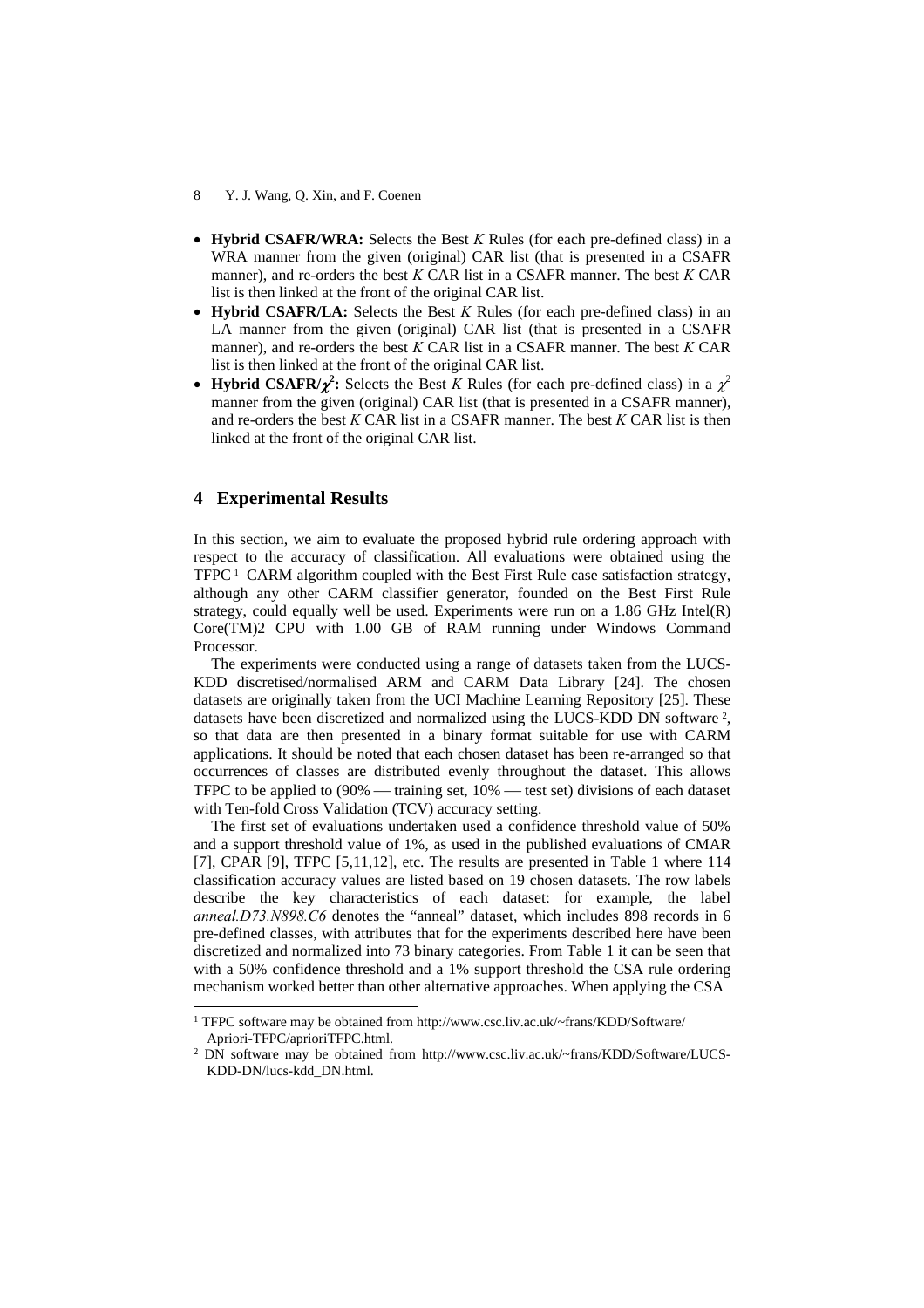- **Hybrid CSAFR/WRA:** Selects the Best *K* Rules (for each pre-defined class) in a WRA manner from the given (original) CAR list (that is presented in a CSAFR manner), and re-orders the best *K* CAR list in a CSAFR manner. The best *K* CAR list is then linked at the front of the original CAR list.
- **Hybrid CSAFR/LA:** Selects the Best *K* Rules (for each pre-defined class) in an LA manner from the given (original) CAR list (that is presented in a CSAFR manner), and re-orders the best *K* CAR list in a CSAFR manner. The best *K* CAR list is then linked at the front of the original CAR list.
- **Hybrid CSAFR/$\chi^2$:** Selects the Best *K* Rules (for each pre-defined class) in a $\chi^2$ manner from the given (original) CAR list (that is presented in a CSAFR manner), and re-orders the best *K* CAR list in a CSAFR manner. The best *K* CAR list is then linked at the front of the original CAR list.

## 4 Experimental Results

In this section, we aim to evaluate the proposed hybrid rule ordering approach with respect to the accuracy of classification. All evaluations were obtained using the TFPC [1] CARM algorithm coupled with the Best First Rule case satisfaction strategy, although any other CARM classifier generator, founded on the Best First Rule strategy, could equally well be used. Experiments were run on a 1.86 GHz Intel(R) Core(TM)2 CPU with 1.00 GB of RAM running under Windows Command Processor.

The experiments were conducted using a range of datasets taken from the LUCS-KDD discretised/normalised ARM and CARM Data Library [24]. The chosen datasets are originally taken from the UCI Machine Learning Repository [25]. These datasets have been discretized and normalized using the LUCS-KDD DN software [2], so that data are then presented in a binary format suitable for use with CARM applications. It should be noted that each chosen dataset has been re-arranged so that occurrences of classes are distributed evenly throughout the dataset. This allows TFPC to be applied to (90% — training set, 10% — test set) divisions of each dataset with Ten-fold Cross Validation (TCV) accuracy setting.

The first set of evaluations undertaken used a confidence threshold value of 50% and a support threshold value of 1%, as used in the published evaluations of CMAR [7], CPAR [9], TFPC [5,11,12], etc. The results are presented in Table 1 where 114 classification accuracy values are listed based on 19 chosen datasets. The row labels describe the key characteristics of each dataset: for example, the label *anneal.D73.N898.C6* denotes the "anneal" dataset, which includes 898 records in 6 pre-defined classes, with attributes that for the experiments described here have been discretized and normalized into 73 binary categories. From Table 1 it can be seen that with a 50% confidence threshold and a 1% support threshold the CSA rule ordering mechanism worked better than other alternative approaches. When applying the CSA

[1] TFPC software may be obtained from http://www.csc.liv.ac.uk/~frans/KDD/Software/Apriori-TFPC/aprioriTFPC.html.

[2] DN software may be obtained from http://www.csc.liv.ac.uk/~frans/KDD/Software/LUCS-KDD-DN/lucs-kdd_DN.html.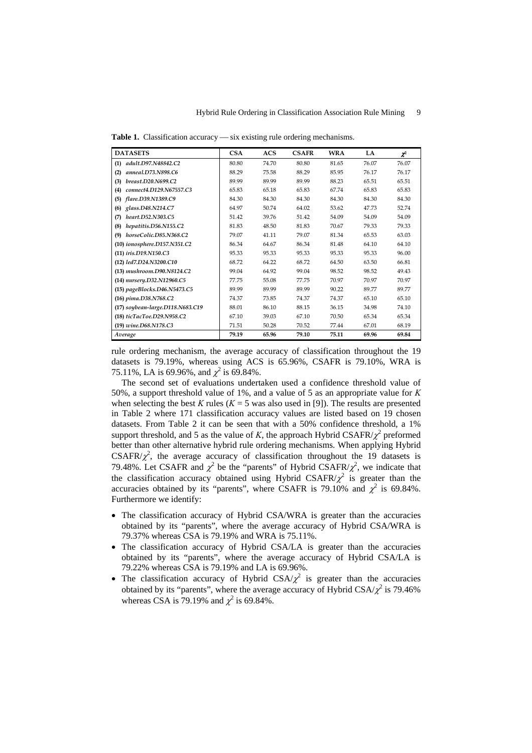**Table 1.** Classification accuracy — six existing rule ordering mechanisms.

| DATASETS | CSA | ACS | CSAFR | WRA | LA | $\chi^2$ |
|---|---|---|---|---|---|---|
| (1) *adult.D97.N48842.C2* | 80.80 | 74.70 | 80.80 | 81.65 | 76.07 | 76.07 |
| (2) *anneal.D73.N898.C6* | 88.29 | 75.58 | 88.29 | 85.95 | 76.17 | 76.17 |
| (3) *breast.D20.N699.C2* | 89.99 | 89.99 | 89.99 | 88.23 | 65.51 | 65.51 |
| (4) *connect4.D129.N67557.C3* | 65.83 | 65.18 | 65.83 | 67.74 | 65.83 | 65.83 |
| (5) *flare.D39.N1389.C9* | 84.30 | 84.30 | 84.30 | 84.30 | 84.30 | 84.30 |
| (6) *glass.D48.N214.C7* | 64.97 | 50.74 | 64.02 | 53.62 | 47.73 | 52.74 |
| (7) *heart.D52.N303.C5* | 51.42 | 39.76 | 51.42 | 54.09 | 54.09 | 54.09 |
| (8) *hepatitis.D56.N155.C2* | 81.83 | 48.50 | 81.83 | 70.67 | 79.33 | 79.33 |
| (9) *horseColic.D85.N368.C2* | 79.07 | 41.11 | 79.07 | 81.34 | 65.53 | 63.03 |
| (10) *ionosphere.D157.N351.C2* | 86.34 | 64.67 | 86.34 | 81.48 | 64.10 | 64.10 |
| (11) *iris.D19.N150.C3* | 95.33 | 95.33 | 95.33 | 95.33 | 95.33 | 96.00 |
| (12) *led7.D24.N3200.C10* | 68.72 | 64.22 | 68.72 | 64.50 | 63.50 | 66.81 |
| (13) *mushroom.D90.N8124.C2* | 99.04 | 64.92 | 99.04 | 98.52 | 98.52 | 49.43 |
| (14) *nursery.D32.N12960.C5* | 77.75 | 55.08 | 77.75 | 70.97 | 70.97 | 70.97 |
| (15) *pageBlocks.D46.N5473.C5* | 89.99 | 89.99 | 89.99 | 90.22 | 89.77 | 89.77 |
| (16) *pima.D38.N768.C2* | 74.37 | 73.85 | 74.37 | 74.37 | 65.10 | 65.10 |
| (17) *soybean-large.D118.N683.C19* | 88.01 | 86.10 | 88.15 | 36.15 | 34.98 | 74.10 |
| (18) *ticTacToe.D29.N958.C2* | 67.10 | 39.03 | 67.10 | 70.50 | 65.34 | 65.34 |
| (19) *wine.D68.N178.C3* | 71.51 | 50.28 | 70.52 | 77.44 | 67.01 | 68.19 |
| *Average* | **79.19** | **65.96** | **79.10** | **75.11** | **69.96** | **69.84** |

rule ordering mechanism, the average accuracy of classification throughout the 19 datasets is 79.19%, whereas using ACS is 65.96%, CSAFR is 79.10%, WRA is 75.11%, LA is 69.96%, and $\chi^2$ is 69.84%.

The second set of evaluations undertaken used a confidence threshold value of 50%, a support threshold value of 1%, and a value of 5 as an appropriate value for $K$ when selecting the best $K$ rules ($K = 5$ was also used in [9]). The results are presented in Table 2 where 171 classification accuracy values are listed based on 19 chosen datasets. From Table 2 it can be seen that with a 50% confidence threshold, a 1% support threshold, and 5 as the value of $K$, the approach Hybrid CSAFR/$\chi^2$ preformed better than other alternative hybrid rule ordering mechanisms. When applying Hybrid CSAFR/$\chi^2$, the average accuracy of classification throughout the 19 datasets is 79.48%. Let CSAFR and $\chi^2$ be the "parents" of Hybrid CSAFR/$\chi^2$, we indicate that the classification accuracy obtained using Hybrid CSAFR/$\chi^2$ is greater than the accuracies obtained by its "parents", where CSAFR is 79.10% and $\chi^2$ is 69.84%. Furthermore we identify:

- The classification accuracy of Hybrid CSA/WRA is greater than the accuracies obtained by its "parents", where the average accuracy of Hybrid CSA/WRA is 79.37% whereas CSA is 79.19% and WRA is 75.11%.
- The classification accuracy of Hybrid CSA/LA is greater than the accuracies obtained by its "parents", where the average accuracy of Hybrid CSA/LA is 79.22% whereas CSA is 79.19% and LA is 69.96%.
- The classification accuracy of Hybrid CSA/$\chi^2$ is greater than the accuracies obtained by its "parents", where the average accuracy of Hybrid CSA/$\chi^2$ is 79.46% whereas CSA is 79.19% and $\chi^2$ is 69.84%.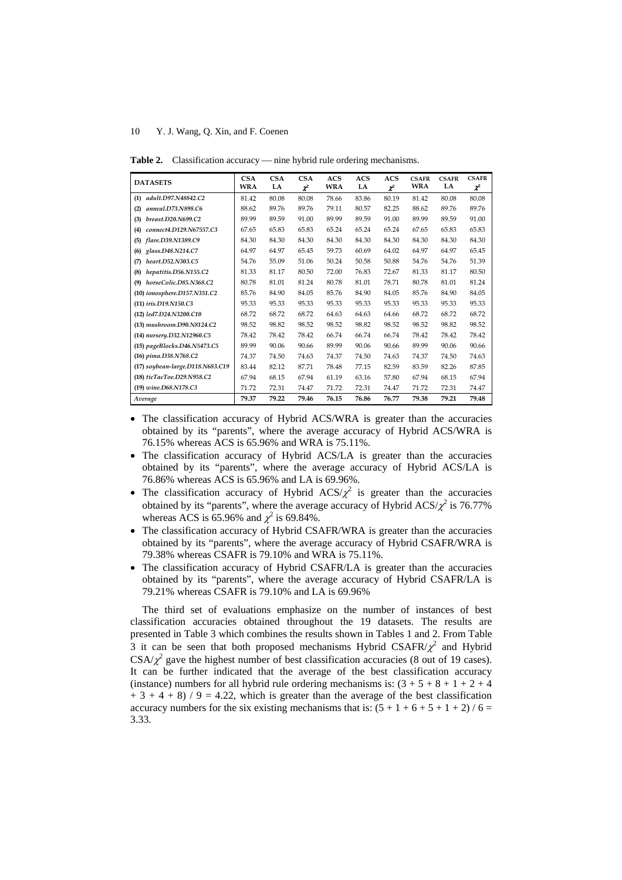**Table 2.** Classification accuracy — nine hybrid rule ordering mechanisms.

| DATASETS | CSA WRA | CSA LA | CSA $\chi^2$ | ACS WRA | ACS LA | ACS $\chi^2$ | CSAFR WRA | CSAFR LA | CSAFR $\chi^2$ |
|---|---|---|---|---|---|---|---|---|---|
| (1) *adult.D97.N48842.C2* | 81.42 | 80.08 | 80.08 | 78.66 | 83.86 | 80.19 | 81.42 | 80.08 | 80.08 |
| (2) *anneal.D73.N898.C6* | 88.62 | 89.76 | 89.76 | 79.11 | 80.57 | 82.25 | 88.62 | 89.76 | 89.76 |
| (3) *breast.D20.N699.C2* | 89.99 | 89.59 | 91.00 | 89.99 | 89.59 | 91.00 | 89.99 | 89.59 | 91.00 |
| (4) *connect4.D129.N67557.C3* | 67.65 | 65.83 | 65.83 | 65.24 | 65.24 | 65.24 | 67.65 | 65.83 | 65.83 |
| (5) *flare.D39.N1389.C9* | 84.30 | 84.30 | 84.30 | 84.30 | 84.30 | 84.30 | 84.30 | 84.30 | 84.30 |
| (6) *glass.D48.N214.C7* | 64.97 | 64.97 | 65.45 | 59.73 | 60.69 | 64.02 | 64.97 | 64.97 | 65.45 |
| (7) *heart.D52.N303.C5* | 54.76 | 55.09 | 51.06 | 50.24 | 50.58 | 50.88 | 54.76 | 54.76 | 51.39 |
| (8) *hepatitis.D56.N155.C2* | 81.33 | 81.17 | 80.50 | 72.00 | 76.83 | 72.67 | 81.33 | 81.17 | 80.50 |
| (9) *horseColic.D85.N368.C2* | 80.78 | 81.01 | 81.24 | 80.78 | 81.01 | 78.71 | 80.78 | 81.01 | 81.24 |
| (10) *ionosphere.D157.N351.C2* | 85.76 | 84.90 | 84.05 | 85.76 | 84.90 | 84.05 | 85.76 | 84.90 | 84.05 |
| (11) *iris.D19.N150.C3* | 95.33 | 95.33 | 95.33 | 95.33 | 95.33 | 95.33 | 95.33 | 95.33 | 95.33 |
| (12) *led7.D24.N3200.C10* | 68.72 | 68.72 | 68.72 | 64.63 | 64.63 | 64.66 | 68.72 | 68.72 | 68.72 |
| (13) *mushroom.D90.N8124.C2* | 98.52 | 98.82 | 98.52 | 98.52 | 98.82 | 98.52 | 98.52 | 98.82 | 98.52 |
| (14) *nursery.D32.N12960.C5* | 78.42 | 78.42 | 78.42 | 66.74 | 66.74 | 66.74 | 78.42 | 78.42 | 78.42 |
| (15) *pageBlocks.D46.N5473.C5* | 89.99 | 90.06 | 90.66 | 89.99 | 90.06 | 90.66 | 89.99 | 90.06 | 90.66 |
| (16) *pima.D38.N768.C2* | 74.37 | 74.50 | 74.63 | 74.37 | 74.50 | 74.63 | 74.37 | 74.50 | 74.63 |
| (17) *soybean-large.D118.N683.C19* | 83.44 | 82.12 | 87.71 | 78.48 | 77.15 | 82.59 | 83.59 | 82.26 | 87.85 |
| (18) *ticTacToe.D29.N958.C2* | 67.94 | 68.15 | 67.94 | 61.19 | 63.16 | 57.80 | 67.94 | 68.15 | 67.94 |
| (19) *wine.D68.N178.C3* | 71.72 | 72.31 | 74.47 | 71.72 | 72.31 | 74.47 | 71.72 | 72.31 | 74.47 |
| *Average* | **79.37** | **79.22** | **79.46** | **76.15** | **76.86** | **76.77** | **79.38** | **79.21** | **79.48** |

- The classification accuracy of Hybrid ACS/WRA is greater than the accuracies obtained by its "parents", where the average accuracy of Hybrid ACS/WRA is 76.15% whereas ACS is 65.96% and WRA is 75.11%.
- The classification accuracy of Hybrid ACS/LA is greater than the accuracies obtained by its "parents", where the average accuracy of Hybrid ACS/LA is 76.86% whereas ACS is 65.96% and LA is 69.96%.
- The classification accuracy of Hybrid ACS/$\chi^2$ is greater than the accuracies obtained by its "parents", where the average accuracy of Hybrid ACS/$\chi^2$ is 76.77% whereas ACS is 65.96% and $\chi^2$ is 69.84%.
- The classification accuracy of Hybrid CSAFR/WRA is greater than the accuracies obtained by its "parents", where the average accuracy of Hybrid CSAFR/WRA is 79.38% whereas CSAFR is 79.10% and WRA is 75.11%.
- The classification accuracy of Hybrid CSAFR/LA is greater than the accuracies obtained by its "parents", where the average accuracy of Hybrid CSAFR/LA is 79.21% whereas CSAFR is 79.10% and LA is 69.96%

The third set of evaluations emphasize on the number of instances of best classification accuracies obtained throughout the 19 datasets. The results are presented in Table 3 which combines the results shown in Tables 1 and 2. From Table 3 it can be seen that both proposed mechanisms Hybrid CSAFR/$\chi^2$ and Hybrid CSA/$\chi^2$ gave the highest number of best classification accuracies (8 out of 19 cases). It can be further indicated that the average of the best classification accuracy (instance) numbers for all hybrid rule ordering mechanisms is: $(3 + 5 + 8 + 1 + 2 + 4 + 3 + 4 + 8) / 9 = 4.22$, which is greater than the average of the best classification accuracy numbers for the six existing mechanisms that is: $(5 + 1 + 6 + 5 + 1 + 2) / 6 = 3.33$.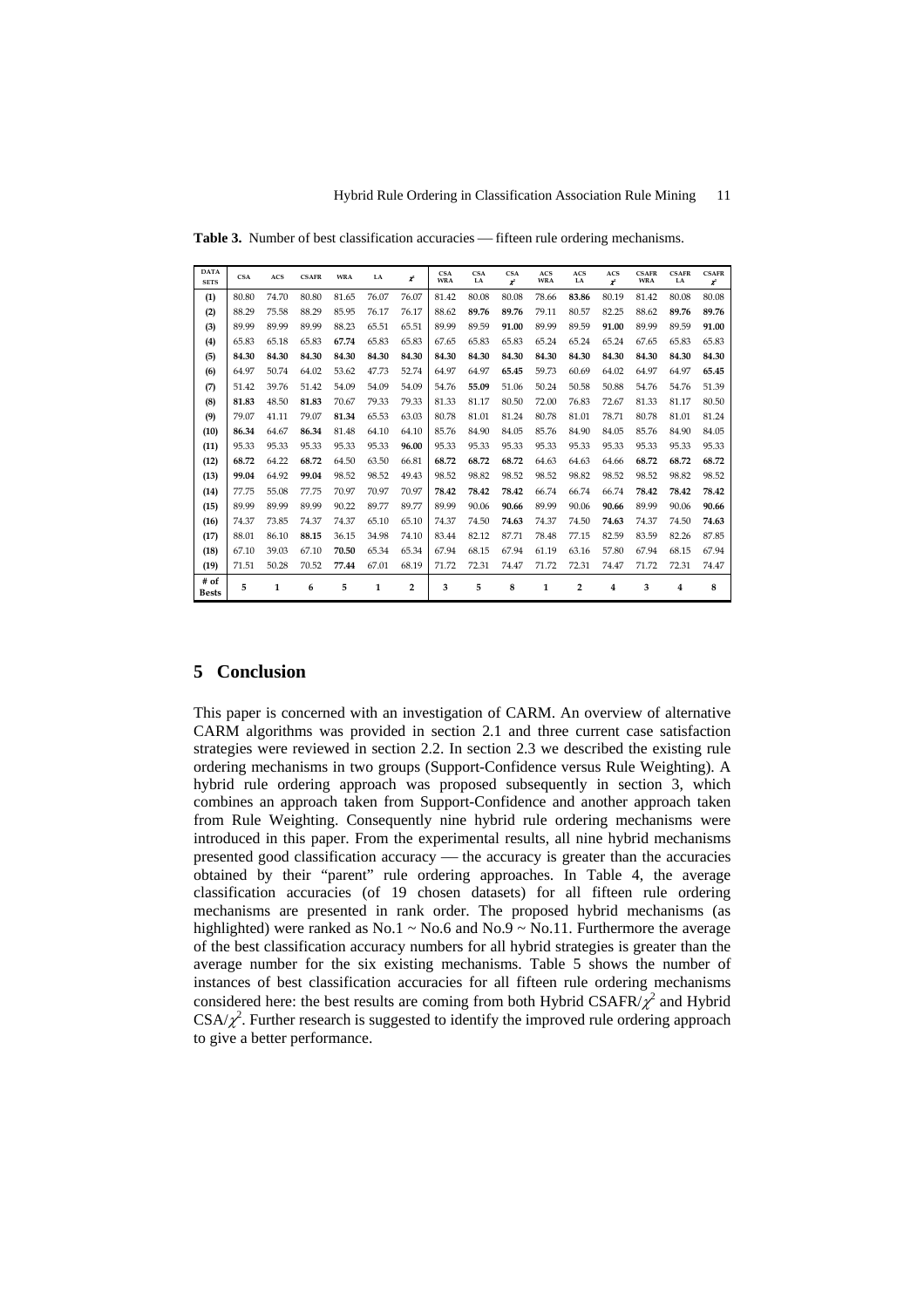**Table 3.** Number of best classification accuracies — fifteen rule ordering mechanisms.

| DATA SETS | CSA | ACS | CSAFR | WRA | LA | $\chi^2$ | CSA WRA | CSA LA | CSA $\chi^2$ | ACS WRA | ACS LA | ACS $\chi^2$ | CSAFR WRA | CSAFR LA | CSAFR $\chi^2$ |
|---|---|---|---|---|---|---|---|---|---|---|---|---|---|---|---|
| **(1)** | 80.80 | 74.70 | 80.80 | 81.65 | 76.07 | 76.07 | 81.42 | 80.08 | 80.08 | 78.66 | **83.86** | 80.19 | 81.42 | 80.08 | 80.08 |
| **(2)** | 88.29 | 75.58 | 88.29 | 85.95 | 76.17 | 76.17 | 88.62 | **89.76** | **89.76** | 79.11 | 80.57 | 82.25 | 88.62 | **89.76** | **89.76** |
| **(3)** | 89.99 | 89.99 | 89.99 | 88.23 | 65.51 | 65.51 | 89.99 | 89.59 | **91.00** | 89.99 | 89.59 | **91.00** | 89.99 | 89.59 | **91.00** |
| **(4)** | 65.83 | 65.18 | 65.83 | **67.74** | 65.83 | 65.83 | 67.65 | 65.83 | 65.83 | 65.24 | 65.24 | 65.24 | 67.65 | 65.83 | 65.83 |
| **(5)** | **84.30** | **84.30** | **84.30** | **84.30** | **84.30** | **84.30** | **84.30** | **84.30** | **84.30** | **84.30** | **84.30** | **84.30** | **84.30** | **84.30** | **84.30** |
| **(6)** | 64.97 | 50.74 | 64.02 | 53.62 | 47.73 | 52.74 | 64.97 | 64.97 | **65.45** | 59.73 | 60.69 | 64.02 | 64.97 | 64.97 | **65.45** |
| **(7)** | 51.42 | 39.76 | 51.42 | 54.09 | 54.09 | 54.09 | 54.76 | **55.09** | 51.06 | 50.24 | 50.58 | 50.88 | 54.76 | 54.76 | 51.39 |
| **(8)** | **81.83** | 48.50 | **81.83** | 70.67 | 79.33 | 79.33 | 81.33 | 81.17 | 80.50 | 72.00 | 76.83 | 72.67 | 81.33 | 81.17 | 80.50 |
| **(9)** | 79.07 | 41.11 | 79.07 | **81.34** | 65.53 | 63.03 | 80.78 | 81.01 | 81.24 | 80.78 | 81.01 | 78.71 | 80.78 | 81.01 | 81.24 |
| **(10)** | **86.34** | 64.67 | **86.34** | 81.48 | 64.10 | 64.10 | 85.76 | 84.90 | 84.05 | 85.76 | 84.90 | 84.05 | 85.76 | 84.90 | 84.05 |
| **(11)** | 95.33 | 95.33 | 95.33 | 95.33 | 95.33 | **96.00** | 95.33 | 95.33 | 95.33 | 95.33 | 95.33 | 95.33 | 95.33 | 95.33 | 95.33 |
| **(12)** | **68.72** | 64.22 | **68.72** | 64.50 | 63.50 | 66.81 | **68.72** | **68.72** | **68.72** | 64.63 | 64.63 | 64.66 | **68.72** | **68.72** | **68.72** |
| **(13)** | **99.04** | 64.92 | **99.04** | 98.52 | 98.52 | 49.43 | 98.52 | 98.82 | 98.52 | 98.52 | 98.82 | 98.52 | 98.52 | 98.82 | 98.52 |
| **(14)** | 77.75 | 55.08 | 77.75 | 70.97 | 70.97 | 70.97 | **78.42** | **78.42** | **78.42** | 66.74 | 66.74 | 66.74 | **78.42** | **78.42** | **78.42** |
| **(15)** | 89.99 | 89.99 | 89.99 | 90.22 | 89.77 | 89.77 | 89.99 | 90.06 | **90.66** | 89.99 | 90.06 | **90.66** | 89.99 | 90.06 | **90.66** |
| **(16)** | 74.37 | 73.85 | 74.37 | 74.37 | 65.10 | 65.10 | 74.37 | 74.50 | **74.63** | 74.37 | 74.50 | **74.63** | 74.37 | 74.50 | **74.63** |
| **(17)** | 88.01 | 86.10 | **88.15** | 36.15 | 34.98 | 74.10 | 83.44 | 82.12 | 87.71 | 78.48 | 77.15 | 82.59 | 83.59 | 82.26 | 87.85 |
| **(18)** | 67.10 | 39.03 | 67.10 | **70.50** | 65.34 | 65.34 | 67.94 | 68.15 | 67.94 | 61.19 | 63.16 | 57.80 | 67.94 | 68.15 | 67.94 |
| **(19)** | 71.51 | 50.28 | 70.52 | **77.44** | 67.01 | 68.19 | 71.72 | 72.31 | 74.47 | 71.72 | 72.31 | 74.47 | 71.72 | 72.31 | 74.47 |
| **# of Bests** | **5** | **1** | **6** | **5** | **1** | **2** | **3** | **5** | **8** | **1** | **2** | **4** | **3** | **4** | **8** |

## 5 Conclusion

This paper is concerned with an investigation of CARM. An overview of alternative CARM algorithms was provided in section 2.1 and three current case satisfaction strategies were reviewed in section 2.2. In section 2.3 we described the existing rule ordering mechanisms in two groups (Support-Confidence versus Rule Weighting). A hybrid rule ordering approach was proposed subsequently in section 3, which combines an approach taken from Support-Confidence and another approach taken from Rule Weighting. Consequently nine hybrid rule ordering mechanisms were introduced in this paper. From the experimental results, all nine hybrid mechanisms presented good classification accuracy — the accuracy is greater than the accuracies obtained by their "parent" rule ordering approaches. In Table 4, the average classification accuracies (of 19 chosen datasets) for all fifteen rule ordering mechanisms are presented in rank order. The proposed hybrid mechanisms (as highlighted) were ranked as No.1 ~ No.6 and No.9 ~ No.11. Furthermore the average of the best classification accuracy numbers for all hybrid strategies is greater than the average number for the six existing mechanisms. Table 5 shows the number of instances of best classification accuracies for all fifteen rule ordering mechanisms considered here: the best results are coming from both Hybrid CSAFR/$\chi^2$ and Hybrid CSA/$\chi^2$. Further research is suggested to identify the improved rule ordering approach to give a better performance.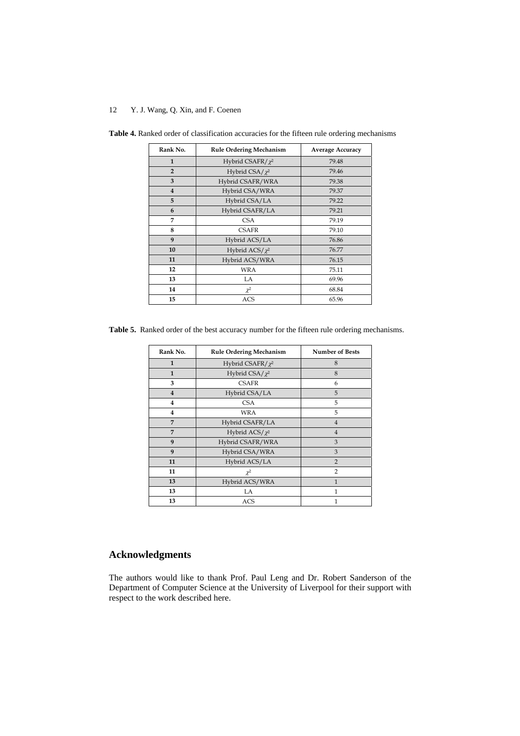**Table 4.** Ranked order of classification accuracies for the fifteen rule ordering mechanisms

| Rank No. | Rule Ordering Mechanism | Average Accuracy |
|---|---|---|
| 1 | Hybrid CSAFR/$\chi^2$ | 79.48 |
| 2 | Hybrid CSA/$\chi^2$ | 79.46 |
| 3 | Hybrid CSAFR/WRA | 79.38 |
| 4 | Hybrid CSA/WRA | 79.37 |
| 5 | Hybrid CSA/LA | 79.22 |
| 6 | Hybrid CSAFR/LA | 79.21 |
| 7 | CSA | 79.19 |
| 8 | CSAFR | 79.10 |
| 9 | Hybrid ACS/LA | 76.86 |
| 10 | Hybrid ACS/$\chi^2$ | 76.77 |
| 11 | Hybrid ACS/WRA | 76.15 |
| 12 | WRA | 75.11 |
| 13 | LA | 69.96 |
| 14 | $\chi^2$ | 68.84 |
| 15 | ACS | 65.96 |

**Table 5.** Ranked order of the best accuracy number for the fifteen rule ordering mechanisms.

| Rank No. | Rule Ordering Mechanism | Number of Bests |
|---|---|---|
| 1 | Hybrid CSAFR/$\chi^2$ | 8 |
| 1 | Hybrid CSA/$\chi^2$ | 8 |
| 3 | CSAFR | 6 |
| 4 | Hybrid CSA/LA | 5 |
| 4 | CSA | 5 |
| 4 | WRA | 5 |
| 7 | Hybrid CSAFR/LA | 4 |
| 7 | Hybrid ACS/$\chi^2$ | 4 |
| 9 | Hybrid CSAFR/WRA | 3 |
| 9 | Hybrid CSA/WRA | 3 |
| 11 | Hybrid ACS/LA | 2 |
| 11 | $\chi^2$ | 2 |
| 13 | Hybrid ACS/WRA | 1 |
| 13 | LA | 1 |
| 13 | ACS | 1 |

## Acknowledgments

The authors would like to thank Prof. Paul Leng and Dr. Robert Sanderson of the Department of Computer Science at the University of Liverpool for their support with respect to the work described here.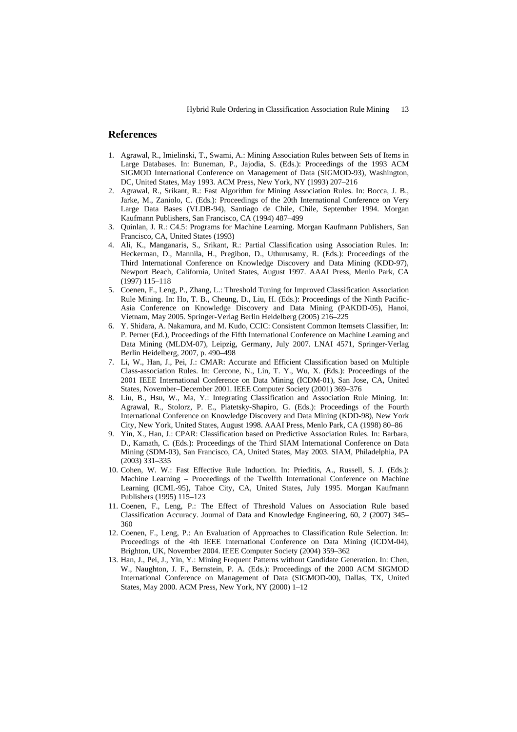## References

1. Agrawal, R., Imielinski, T., Swami, A.: Mining Association Rules between Sets of Items in Large Databases. In: Buneman, P., Jajodia, S. (Eds.): Proceedings of the 1993 ACM SIGMOD International Conference on Management of Data (SIGMOD-93), Washington, DC, United States, May 1993. ACM Press, New York, NY (1993) 207–216
2. Agrawal, R., Srikant, R.: Fast Algorithm for Mining Association Rules. In: Bocca, J. B., Jarke, M., Zaniolo, C. (Eds.): Proceedings of the 20th International Conference on Very Large Data Bases (VLDB-94), Santiago de Chile, Chile, September 1994. Morgan Kaufmann Publishers, San Francisco, CA (1994) 487–499
3. Quinlan, J. R.: C4.5: Programs for Machine Learning. Morgan Kaufmann Publishers, San Francisco, CA, United States (1993)
4. Ali, K., Manganaris, S., Srikant, R.: Partial Classification using Association Rules. In: Heckerman, D., Mannila, H., Pregibon, D., Uthurusamy, R. (Eds.): Proceedings of the Third International Conference on Knowledge Discovery and Data Mining (KDD-97), Newport Beach, California, United States, August 1997. AAAI Press, Menlo Park, CA (1997) 115–118
5. Coenen, F., Leng, P., Zhang, L.: Threshold Tuning for Improved Classification Association Rule Mining. In: Ho, T. B., Cheung, D., Liu, H. (Eds.): Proceedings of the Ninth Pacific-Asia Conference on Knowledge Discovery and Data Mining (PAKDD-05), Hanoi, Vietnam, May 2005. Springer-Verlag Berlin Heidelberg (2005) 216–225
6. Y. Shidara, A. Nakamura, and M. Kudo, CCIC: Consistent Common Itemsets Classifier, In: P. Perner (Ed.), Proceedings of the Fifth International Conference on Machine Learning and Data Mining (MLDM-07), Leipzig, Germany, July 2007. LNAI 4571, Springer-Verlag Berlin Heidelberg, 2007, p. 490–498
7. Li, W., Han, J., Pei, J.: CMAR: Accurate and Efficient Classification based on Multiple Class-association Rules. In: Cercone, N., Lin, T. Y., Wu, X. (Eds.): Proceedings of the 2001 IEEE International Conference on Data Mining (ICDM-01), San Jose, CA, United States, November–December 2001. IEEE Computer Society (2001) 369–376
8. Liu, B., Hsu, W., Ma, Y.: Integrating Classification and Association Rule Mining. In: Agrawal, R., Stolorz, P. E., Piatetsky-Shapiro, G. (Eds.): Proceedings of the Fourth International Conference on Knowledge Discovery and Data Mining (KDD-98), New York City, New York, United States, August 1998. AAAI Press, Menlo Park, CA (1998) 80–86
9. Yin, X., Han, J.: CPAR: Classification based on Predictive Association Rules. In: Barbara, D., Kamath, C. (Eds.): Proceedings of the Third SIAM International Conference on Data Mining (SDM-03), San Francisco, CA, United States, May 2003. SIAM, Philadelphia, PA (2003) 331–335
10. Cohen, W. W.: Fast Effective Rule Induction. In: Prieditis, A., Russell, S. J. (Eds.): Machine Learning – Proceedings of the Twelfth International Conference on Machine Learning (ICML-95), Tahoe City, CA, United States, July 1995. Morgan Kaufmann Publishers (1995) 115–123
11. Coenen, F., Leng, P.: The Effect of Threshold Values on Association Rule based Classification Accuracy. Journal of Data and Knowledge Engineering, 60, 2 (2007) 345–360
12. Coenen, F., Leng, P.: An Evaluation of Approaches to Classification Rule Selection. In: Proceedings of the 4th IEEE International Conference on Data Mining (ICDM-04), Brighton, UK, November 2004. IEEE Computer Society (2004) 359–362
13. Han, J., Pei, J., Yin, Y.: Mining Frequent Patterns without Candidate Generation. In: Chen, W., Naughton, J. F., Bernstein, P. A. (Eds.): Proceedings of the 2000 ACM SIGMOD International Conference on Management of Data (SIGMOD-00), Dallas, TX, United States, May 2000. ACM Press, New York, NY (2000) 1–12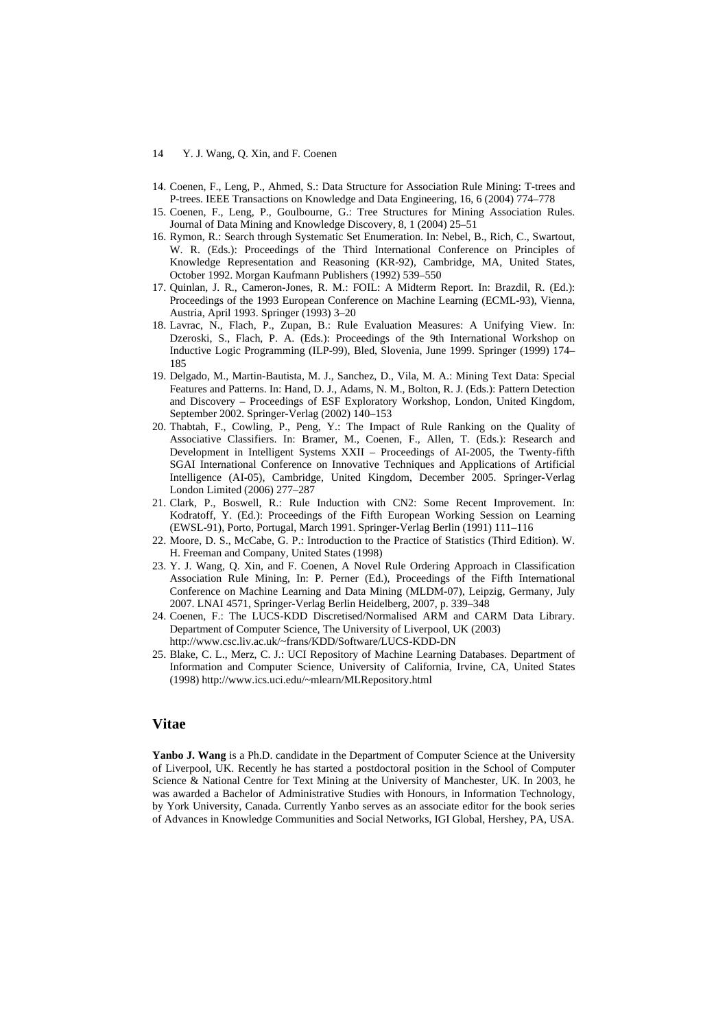14. Coenen, F., Leng, P., Ahmed, S.: Data Structure for Association Rule Mining: T-trees and P-trees. IEEE Transactions on Knowledge and Data Engineering, 16, 6 (2004) 774–778
15. Coenen, F., Leng, P., Goulbourne, G.: Tree Structures for Mining Association Rules. Journal of Data Mining and Knowledge Discovery, 8, 1 (2004) 25–51
16. Rymon, R.: Search through Systematic Set Enumeration. In: Nebel, B., Rich, C., Swartout, W. R. (Eds.): Proceedings of the Third International Conference on Principles of Knowledge Representation and Reasoning (KR-92), Cambridge, MA, United States, October 1992. Morgan Kaufmann Publishers (1992) 539–550
17. Quinlan, J. R., Cameron-Jones, R. M.: FOIL: A Midterm Report. In: Brazdil, R. (Ed.): Proceedings of the 1993 European Conference on Machine Learning (ECML-93), Vienna, Austria, April 1993. Springer (1993) 3–20
18. Lavrac, N., Flach, P., Zupan, B.: Rule Evaluation Measures: A Unifying View. In: Dzeroski, S., Flach, P. A. (Eds.): Proceedings of the 9th International Workshop on Inductive Logic Programming (ILP-99), Bled, Slovenia, June 1999. Springer (1999) 174–185
19. Delgado, M., Martin-Bautista, M. J., Sanchez, D., Vila, M. A.: Mining Text Data: Special Features and Patterns. In: Hand, D. J., Adams, N. M., Bolton, R. J. (Eds.): Pattern Detection and Discovery – Proceedings of ESF Exploratory Workshop, London, United Kingdom, September 2002. Springer-Verlag (2002) 140–153
20. Thabtah, F., Cowling, P., Peng, Y.: The Impact of Rule Ranking on the Quality of Associative Classifiers. In: Bramer, M., Coenen, F., Allen, T. (Eds.): Research and Development in Intelligent Systems XXII – Proceedings of AI-2005, the Twenty-fifth SGAI International Conference on Innovative Techniques and Applications of Artificial Intelligence (AI-05), Cambridge, United Kingdom, December 2005. Springer-Verlag London Limited (2006) 277–287
21. Clark, P., Boswell, R.: Rule Induction with CN2: Some Recent Improvement. In: Kodratoff, Y. (Ed.): Proceedings of the Fifth European Working Session on Learning (EWSL-91), Porto, Portugal, March 1991. Springer-Verlag Berlin (1991) 111–116
22. Moore, D. S., McCabe, G. P.: Introduction to the Practice of Statistics (Third Edition). W. H. Freeman and Company, United States (1998)
23. Y. J. Wang, Q. Xin, and F. Coenen, A Novel Rule Ordering Approach in Classification Association Rule Mining, In: P. Perner (Ed.), Proceedings of the Fifth International Conference on Machine Learning and Data Mining (MLDM-07), Leipzig, Germany, July 2007. LNAI 4571, Springer-Verlag Berlin Heidelberg, 2007, p. 339–348
24. Coenen, F.: The LUCS-KDD Discretised/Normalised ARM and CARM Data Library. Department of Computer Science, The University of Liverpool, UK (2003) http://www.csc.liv.ac.uk/~frans/KDD/Software/LUCS-KDD-DN
25. Blake, C. L., Merz, C. J.: UCI Repository of Machine Learning Databases. Department of Information and Computer Science, University of California, Irvine, CA, United States (1998) http://www.ics.uci.edu/~mlearn/MLRepository.html

## Vitae

**Yanbo J. Wang** is a Ph.D. candidate in the Department of Computer Science at the University of Liverpool, UK. Recently he has started a postdoctoral position in the School of Computer Science & National Centre for Text Mining at the University of Manchester, UK. In 2003, he was awarded a Bachelor of Administrative Studies with Honours, in Information Technology, by York University, Canada. Currently Yanbo serves as an associate editor for the book series of Advances in Knowledge Communities and Social Networks, IGI Global, Hershey, PA, USA.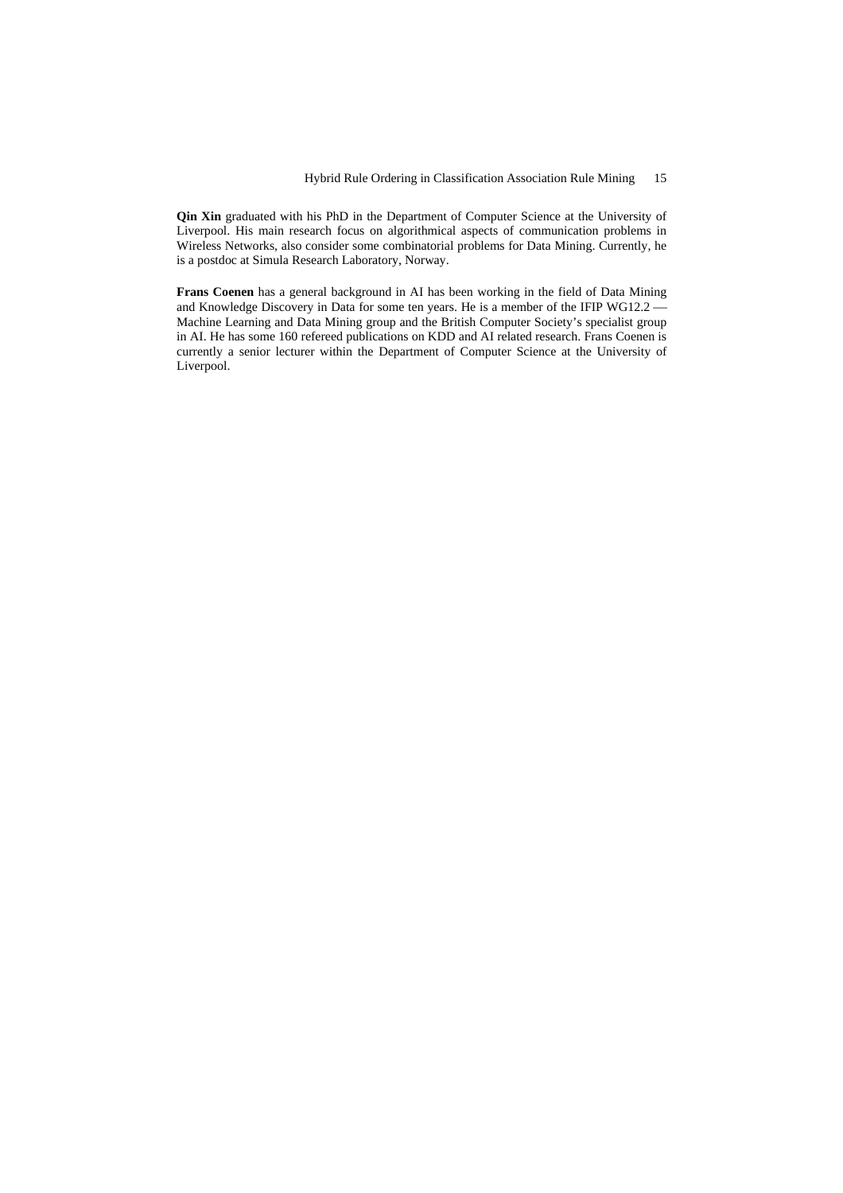**Qin Xin** graduated with his PhD in the Department of Computer Science at the University of Liverpool. His main research focus on algorithmical aspects of communication problems in Wireless Networks, also consider some combinatorial problems for Data Mining. Currently, he is a postdoc at Simula Research Laboratory, Norway.

**Frans Coenen** has a general background in AI has been working in the field of Data Mining and Knowledge Discovery in Data for some ten years. He is a member of the IFIP WG12.2 — Machine Learning and Data Mining group and the British Computer Society's specialist group in AI. He has some 160 refereed publications on KDD and AI related research. Frans Coenen is currently a senior lecturer within the Department of Computer Science at the University of Liverpool.